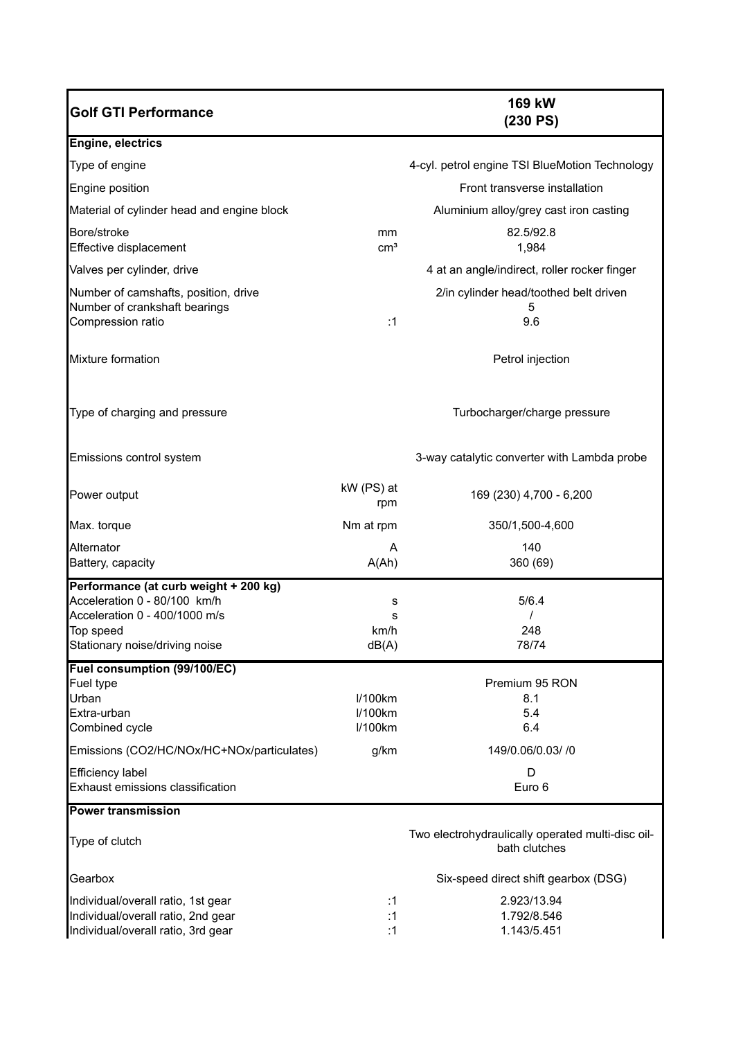| Golf GTI Performance | | 169 kW (230 PS) |
|---|---|---|
| **Engine, electrics** | | |
| Type of engine | | 4-cyl. petrol engine TSI BlueMotion Technology |
| Engine position | | Front transverse installation |
| Material of cylinder head and engine block | | Aluminium alloy/grey cast iron casting |
| Bore/stroke | mm | 82.5/92.8 |
| Effective displacement | cm³ | 1,984 |
| Valves per cylinder, drive | | 4 at an angle/indirect, roller rocker finger |
| Number of camshafts, position, drive | | 2/in cylinder head/toothed belt driven |
| Number of crankshaft bearings | | 5 |
| Compression ratio | :1 | 9.6 |
| Mixture formation | | Petrol injection |
| Type of charging and pressure | | Turbocharger/charge pressure |
| Emissions control system | | 3-way catalytic converter with Lambda probe |
| Power output | kW (PS) at rpm | 169 (230) 4,700 - 6,200 |
| Max. torque | Nm at rpm | 350/1,500-4,600 |
| Alternator | A | 140 |
| Battery, capacity | A(Ah) | 360 (69) |
| **Performance (at curb weight + 200 kg)** | | |
| Acceleration 0 - 80/100 km/h | s | 5/6.4 |
| Acceleration 0 - 400/1000 m/s | s | / |
| Top speed | km/h | 248 |
| Stationary noise/driving noise | dB(A) | 78/74 |
| **Fuel consumption (99/100/EC)** | | |
| Fuel type | | Premium 95 RON |
| Urban | l/100km | 8.1 |
| Extra-urban | l/100km | 5.4 |
| Combined cycle | l/100km | 6.4 |
| Emissions (CO2/HC/NOx/HC+NOx/particulates) | g/km | 149/0.06/0.03/ /0 |
| Efficiency label | | D |
| Exhaust emissions classification | | Euro 6 |
| **Power transmission** | | |
| Type of clutch | | Two electrohydraulically operated multi-disc oil-bath clutches |
| Gearbox | | Six-speed direct shift gearbox (DSG) |
| Individual/overall ratio, 1st gear | :1 | 2.923/13.94 |
| Individual/overall ratio, 2nd gear | :1 | 1.792/8.546 |
| Individual/overall ratio, 3rd gear | :1 | 1.143/5.451 |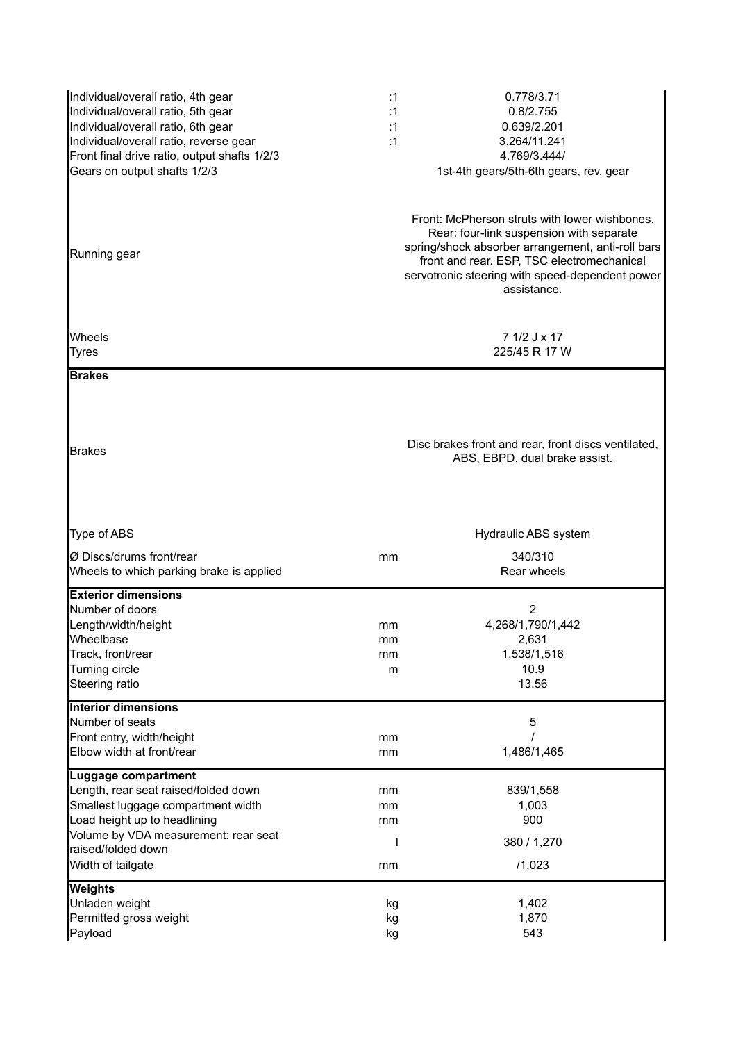| | | |
|---|---|---|
| Individual/overall ratio, 4th gear | :1 | 0.778/3.71 |
| Individual/overall ratio, 5th gear | :1 | 0.8/2.755 |
| Individual/overall ratio, 6th gear | :1 | 0.639/2.201 |
| Individual/overall ratio, reverse gear | :1 | 3.264/11.241 |
| Front final drive ratio, output shafts 1/2/3 | | 4.769/3.444/ |
| Gears on output shafts 1/2/3 | | 1st-4th gears/5th-6th gears, rev. gear |
| Running gear | | Front: McPherson struts with lower wishbones. Rear: four-link suspension with separate spring/shock absorber arrangement, anti-roll bars front and rear. ESP, TSC electromechanical servotronic steering with speed-dependent power assistance. |
| Wheels | | 7 1/2 J x 17 |
| Tyres | | 225/45 R 17 W |
| **Brakes** | | |
| Brakes | | Disc brakes front and rear, front discs ventilated, ABS, EBPD, dual brake assist. |
| Type of ABS | | Hydraulic ABS system |
| Ø Discs/drums front/rear | mm | 340/310 |
| Wheels to which parking brake is applied | | Rear wheels |
| **Exterior dimensions** | | |
| Number of doors | | 2 |
| Length/width/height | mm | 4,268/1,790/1,442 |
| Wheelbase | mm | 2,631 |
| Track, front/rear | mm | 1,538/1,516 |
| Turning circle | m | 10.9 |
| Steering ratio | | 13.56 |
| **Interior dimensions** | | |
| Number of seats | | 5 |
| Front entry, width/height | mm | / |
| Elbow width at front/rear | mm | 1,486/1,465 |
| **Luggage compartment** | | |
| Length, rear seat raised/folded down | mm | 839/1,558 |
| Smallest luggage compartment width | mm | 1,003 |
| Load height up to headlining | mm | 900 |
| Volume by VDA measurement: rear seat raised/folded down | l | 380 / 1,270 |
| Width of tailgate | mm | /1,023 |
| **Weights** | | |
| Unladen weight | kg | 1,402 |
| Permitted gross weight | kg | 1,870 |
| Payload | kg | 543 |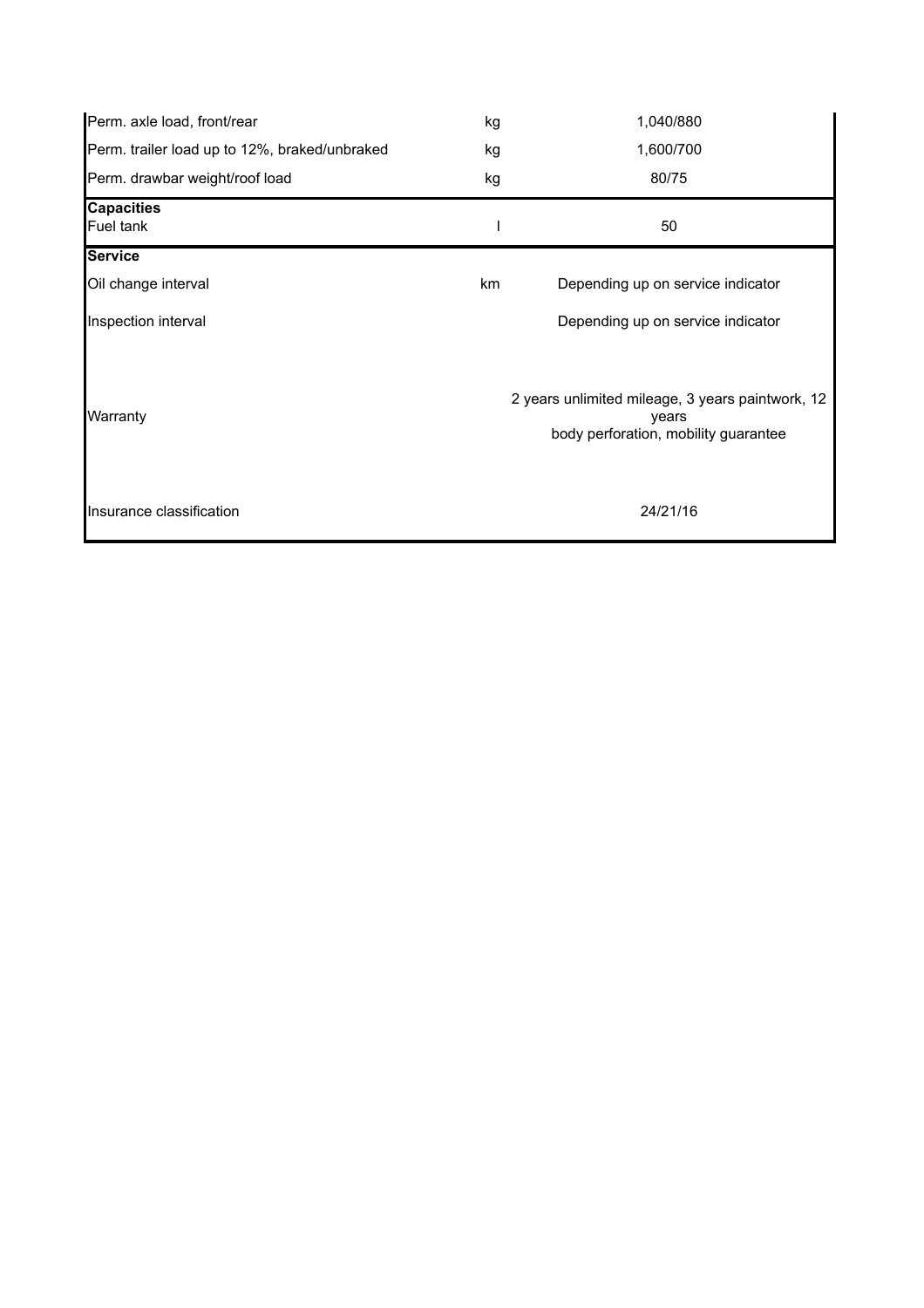| | | |
|---|---|---|
| Perm. axle load, front/rear | kg | 1,040/880 |
| Perm. trailer load up to 12%, braked/unbraked | kg | 1,600/700 |
| Perm. drawbar weight/roof load | kg | 80/75 |
| **Capacities** | | |
| Fuel tank | l | 50 |
| **Service** | | |
| Oil change interval | km | Depending up on service indicator |
| Inspection interval | | Depending up on service indicator |
| Warranty | | 2 years unlimited mileage, 3 years paintwork, 12 years body perforation, mobility guarantee |
| Insurance classification | | 24/21/16 |